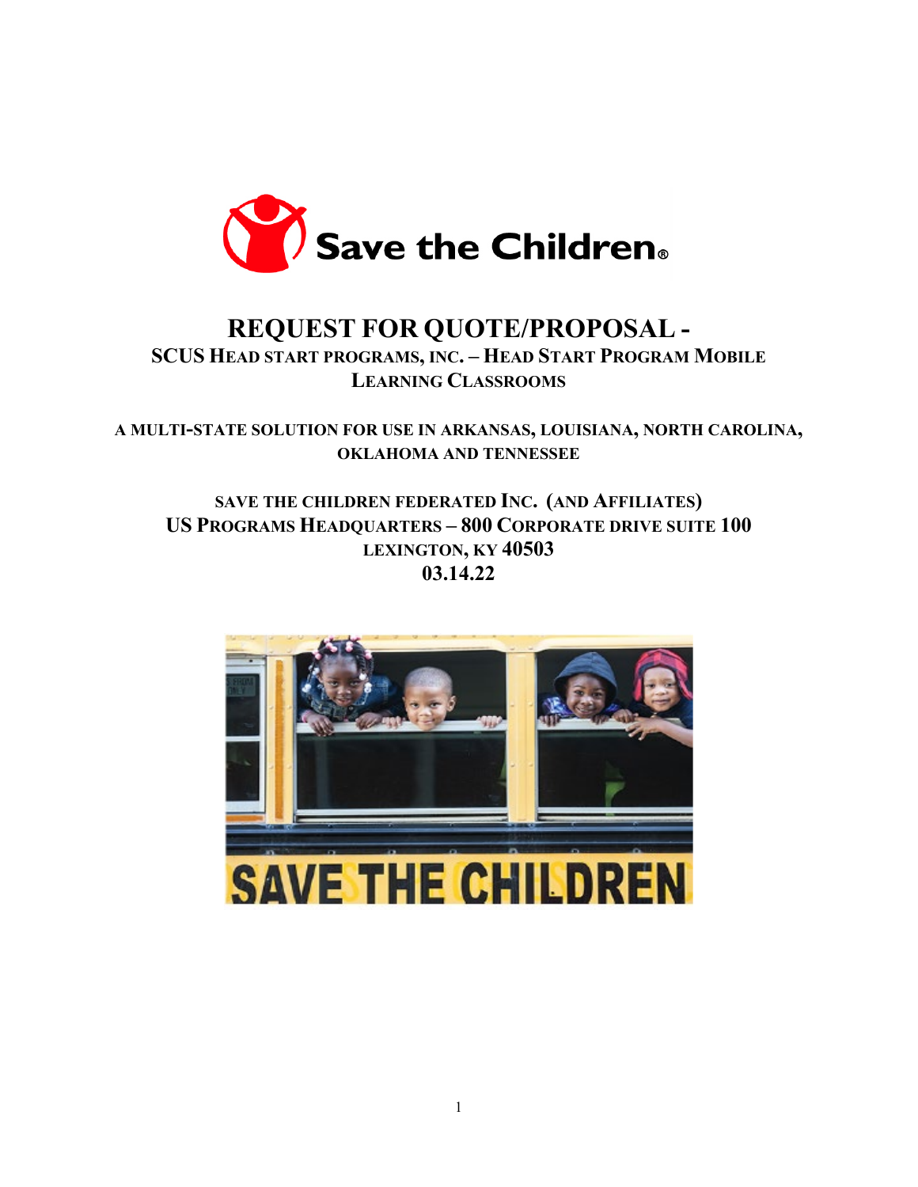Save the Children®

# REQUEST FOR QUOTE/PROPOSAL -

## SCUS HEAD START PROGRAMS, INC. – HEAD START PROGRAM MOBILE LEARNING CLASSROOMS

**A MULTI-STATE SOLUTION FOR USE IN ARKANSAS, LOUISIANA, NORTH CAROLINA, OKLAHOMA AND TENNESSEE**

**SAVE THE CHILDREN FEDERATED INC. (AND AFFILIATES)**
**US PROGRAMS HEADQUARTERS – 800 CORPORATE DRIVE SUITE 100**
**LEXINGTON, KY 40503**
**03.14.22**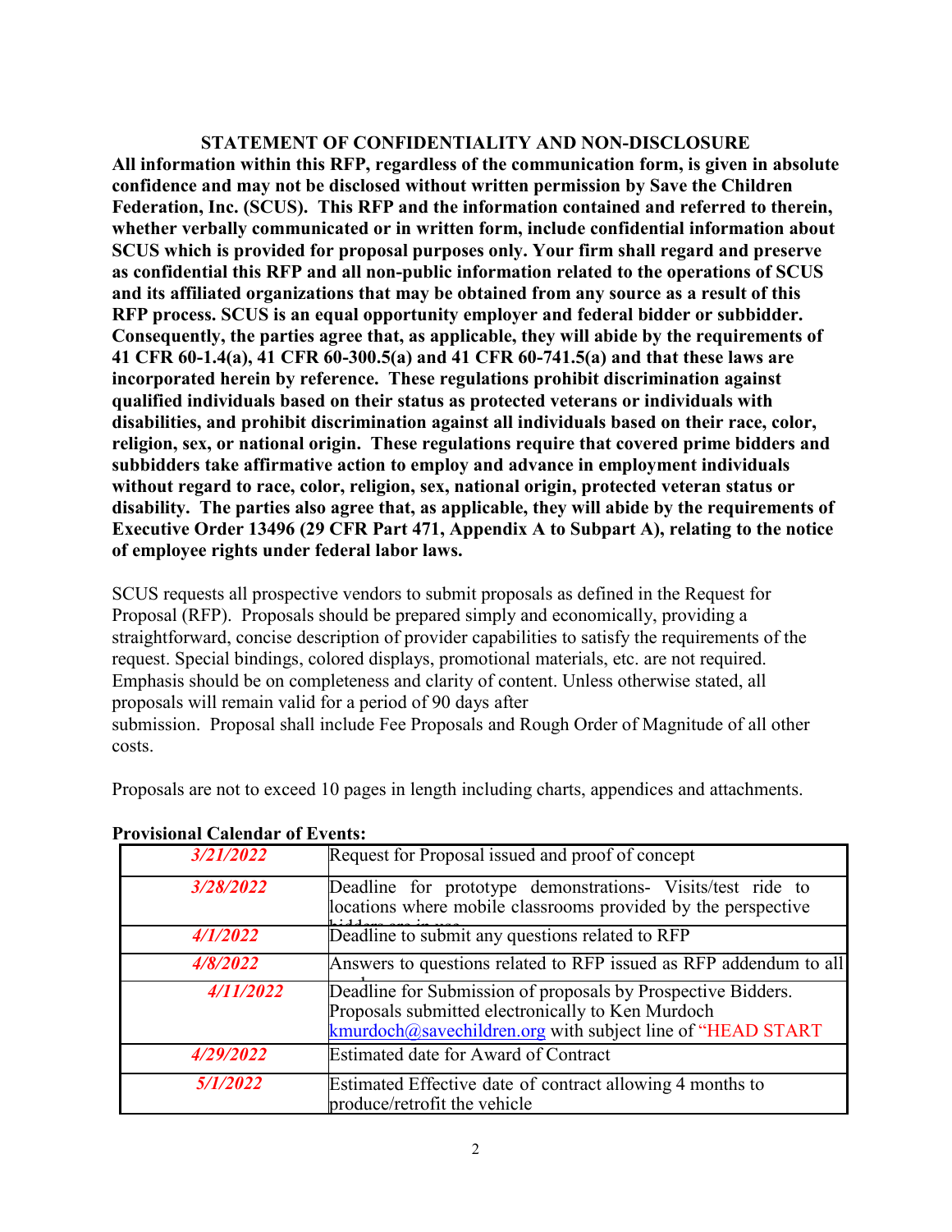## STATEMENT OF CONFIDENTIALITY AND NON-DISCLOSURE

**All information within this RFP, regardless of the communication form, is given in absolute confidence and may not be disclosed without written permission by Save the Children Federation, Inc. (SCUS). This RFP and the information contained and referred to therein, whether verbally communicated or in written form, include confidential information about SCUS which is provided for proposal purposes only. Your firm shall regard and preserve as confidential this RFP and all non-public information related to the operations of SCUS and its affiliated organizations that may be obtained from any source as a result of this RFP process. SCUS is an equal opportunity employer and federal bidder or subbidder. Consequently, the parties agree that, as applicable, they will abide by the requirements of 41 CFR 60-1.4(a), 41 CFR 60-300.5(a) and 41 CFR 60-741.5(a) and that these laws are incorporated herein by reference. These regulations prohibit discrimination against qualified individuals based on their status as protected veterans or individuals with disabilities, and prohibit discrimination against all individuals based on their race, color, religion, sex, or national origin. These regulations require that covered prime bidders and subbidders take affirmative action to employ and advance in employment individuals without regard to race, color, religion, sex, national origin, protected veteran status or disability. The parties also agree that, as applicable, they will abide by the requirements of Executive Order 13496 (29 CFR Part 471, Appendix A to Subpart A), relating to the notice of employee rights under federal labor laws.**

SCUS requests all prospective vendors to submit proposals as defined in the Request for Proposal (RFP). Proposals should be prepared simply and economically, providing a straightforward, concise description of provider capabilities to satisfy the requirements of the request. Special bindings, colored displays, promotional materials, etc. are not required. Emphasis should be on completeness and clarity of content. Unless otherwise stated, all proposals will remain valid for a period of 90 days after submission. Proposal shall include Fee Proposals and Rough Order of Magnitude of all other costs.

Proposals are not to exceed 10 pages in length including charts, appendices and attachments.

**Provisional Calendar of Events:**

| | |
|---|---|
| *3/21/2022* | Request for Proposal issued and proof of concept |
| *3/28/2022* | Deadline for prototype demonstrations- Visits/test ride to locations where mobile classrooms provided by the perspective bidders are in use |
| *4/1/2022* | Deadline to submit any questions related to RFP |
| *4/8/2022* | Answers to questions related to RFP issued as RFP addendum to all |
| *4/11/2022* | Deadline for Submission of proposals by Prospective Bidders. Proposals submitted electronically to Ken Murdoch kmurdoch@savechildren.org with subject line of "HEAD START |
| *4/29/2022* | Estimated date for Award of Contract |
| *5/1/2022* | Estimated Effective date of contract allowing 4 months to produce/retrofit the vehicle |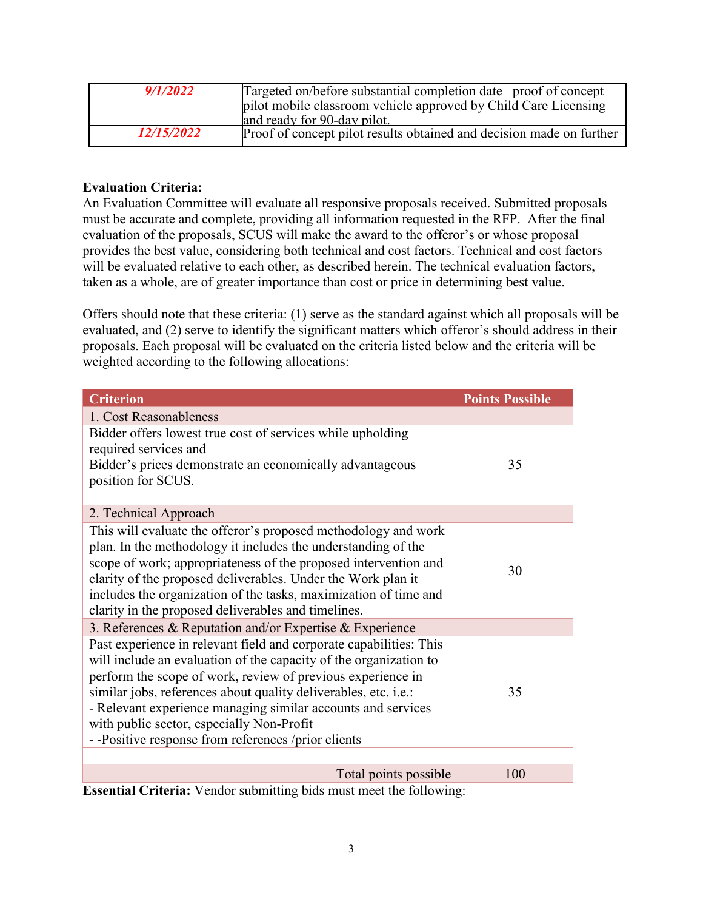| *9/1/2022* | Targeted on/before substantial completion date –proof of concept pilot mobile classroom vehicle approved by Child Care Licensing and ready for 90-day pilot. |
|---|---|
| *12/15/2022* | Proof of concept pilot results obtained and decision made on further |

**Evaluation Criteria:**
An Evaluation Committee will evaluate all responsive proposals received. Submitted proposals must be accurate and complete, providing all information requested in the RFP. After the final evaluation of the proposals, SCUS will make the award to the offeror's or whose proposal provides the best value, considering both technical and cost factors. Technical and cost factors will be evaluated relative to each other, as described herein. The technical evaluation factors, taken as a whole, are of greater importance than cost or price in determining best value.

Offers should note that these criteria: (1) serve as the standard against which all proposals will be evaluated, and (2) serve to identify the significant matters which offeror's should address in their proposals. Each proposal will be evaluated on the criteria listed below and the criteria will be weighted according to the following allocations:

| Criterion | Points Possible |
|---|---|
| 1. Cost Reasonableness | |
| Bidder offers lowest true cost of services while upholding required services and<br>Bidder's prices demonstrate an economically advantageous position for SCUS. | 35 |
| 2. Technical Approach | |
| This will evaluate the offeror's proposed methodology and work plan. In the methodology it includes the understanding of the scope of work; appropriateness of the proposed intervention and clarity of the proposed deliverables. Under the Work plan it includes the organization of the tasks, maximization of time and clarity in the proposed deliverables and timelines. | 30 |
| 3. References & Reputation and/or Expertise & Experience | |
| Past experience in relevant field and corporate capabilities: This will include an evaluation of the capacity of the organization to perform the scope of work, review of previous experience in similar jobs, references about quality deliverables, etc. i.e.:<br>- Relevant experience managing similar accounts and services with public sector, especially Non-Profit<br>- -Positive response from references /prior clients | 35 |
| | |
| Total points possible | 100 |

**Essential Criteria:** Vendor submitting bids must meet the following: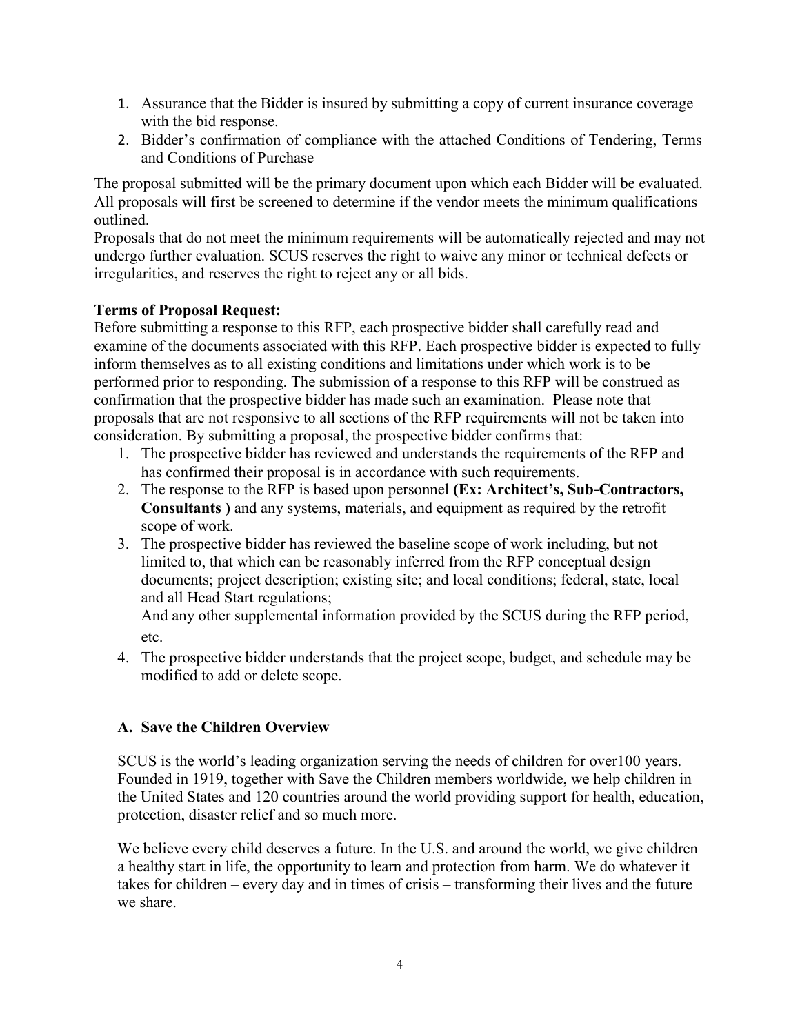1. Assurance that the Bidder is insured by submitting a copy of current insurance coverage with the bid response.
2. Bidder's confirmation of compliance with the attached Conditions of Tendering, Terms and Conditions of Purchase

The proposal submitted will be the primary document upon which each Bidder will be evaluated. All proposals will first be screened to determine if the vendor meets the minimum qualifications outlined.

Proposals that do not meet the minimum requirements will be automatically rejected and may not undergo further evaluation. SCUS reserves the right to waive any minor or technical defects or irregularities, and reserves the right to reject any or all bids.

**Terms of Proposal Request:**

Before submitting a response to this RFP, each prospective bidder shall carefully read and examine of the documents associated with this RFP. Each prospective bidder is expected to fully inform themselves as to all existing conditions and limitations under which work is to be performed prior to responding. The submission of a response to this RFP will be construed as confirmation that the prospective bidder has made such an examination. Please note that proposals that are not responsive to all sections of the RFP requirements will not be taken into consideration. By submitting a proposal, the prospective bidder confirms that:

1. The prospective bidder has reviewed and understands the requirements of the RFP and has confirmed their proposal is in accordance with such requirements.
2. The response to the RFP is based upon personnel **(Ex: Architect's, Sub-Contractors, Consultants )** and any systems, materials, and equipment as required by the retrofit scope of work.
3. The prospective bidder has reviewed the baseline scope of work including, but not limited to, that which can be reasonably inferred from the RFP conceptual design documents; project description; existing site; and local conditions; federal, state, local and all Head Start regulations;
   And any other supplemental information provided by the SCUS during the RFP period, etc.
4. The prospective bidder understands that the project scope, budget, and schedule may be modified to add or delete scope.

### A. Save the Children Overview

SCUS is the world's leading organization serving the needs of children for over100 years. Founded in 1919, together with Save the Children members worldwide, we help children in the United States and 120 countries around the world providing support for health, education, protection, disaster relief and so much more.

We believe every child deserves a future. In the U.S. and around the world, we give children a healthy start in life, the opportunity to learn and protection from harm. We do whatever it takes for children – every day and in times of crisis – transforming their lives and the future we share.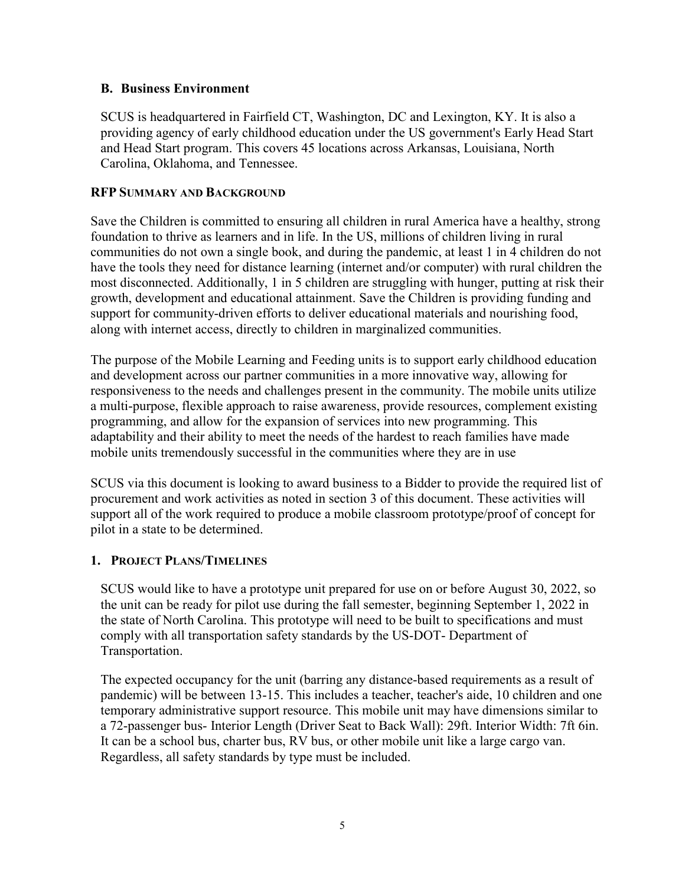### B. Business Environment

SCUS is headquartered in Fairfield CT, Washington, DC and Lexington, KY. It is also a providing agency of early childhood education under the US government's Early Head Start and Head Start program. This covers 45 locations across Arkansas, Louisiana, North Carolina, Oklahoma, and Tennessee.

## RFP Summary and Background

Save the Children is committed to ensuring all children in rural America have a healthy, strong foundation to thrive as learners and in life. In the US, millions of children living in rural communities do not own a single book, and during the pandemic, at least 1 in 4 children do not have the tools they need for distance learning (internet and/or computer) with rural children the most disconnected. Additionally, 1 in 5 children are struggling with hunger, putting at risk their growth, development and educational attainment. Save the Children is providing funding and support for community-driven efforts to deliver educational materials and nourishing food, along with internet access, directly to children in marginalized communities.

The purpose of the Mobile Learning and Feeding units is to support early childhood education and development across our partner communities in a more innovative way, allowing for responsiveness to the needs and challenges present in the community. The mobile units utilize a multi-purpose, flexible approach to raise awareness, provide resources, complement existing programming, and allow for the expansion of services into new programming. This adaptability and their ability to meet the needs of the hardest to reach families have made mobile units tremendously successful in the communities where they are in use

SCUS via this document is looking to award business to a Bidder to provide the required list of procurement and work activities as noted in section 3 of this document. These activities will support all of the work required to produce a mobile classroom prototype/proof of concept for pilot in a state to be determined.

## 1. Project Plans/Timelines

SCUS would like to have a prototype unit prepared for use on or before August 30, 2022, so the unit can be ready for pilot use during the fall semester, beginning September 1, 2022 in the state of North Carolina. This prototype will need to be built to specifications and must comply with all transportation safety standards by the US-DOT- Department of Transportation.

The expected occupancy for the unit (barring any distance-based requirements as a result of pandemic) will be between 13-15. This includes a teacher, teacher's aide, 10 children and one temporary administrative support resource. This mobile unit may have dimensions similar to a 72-passenger bus- Interior Length (Driver Seat to Back Wall): 29ft. Interior Width: 7ft 6in. It can be a school bus, charter bus, RV bus, or other mobile unit like a large cargo van. Regardless, all safety standards by type must be included.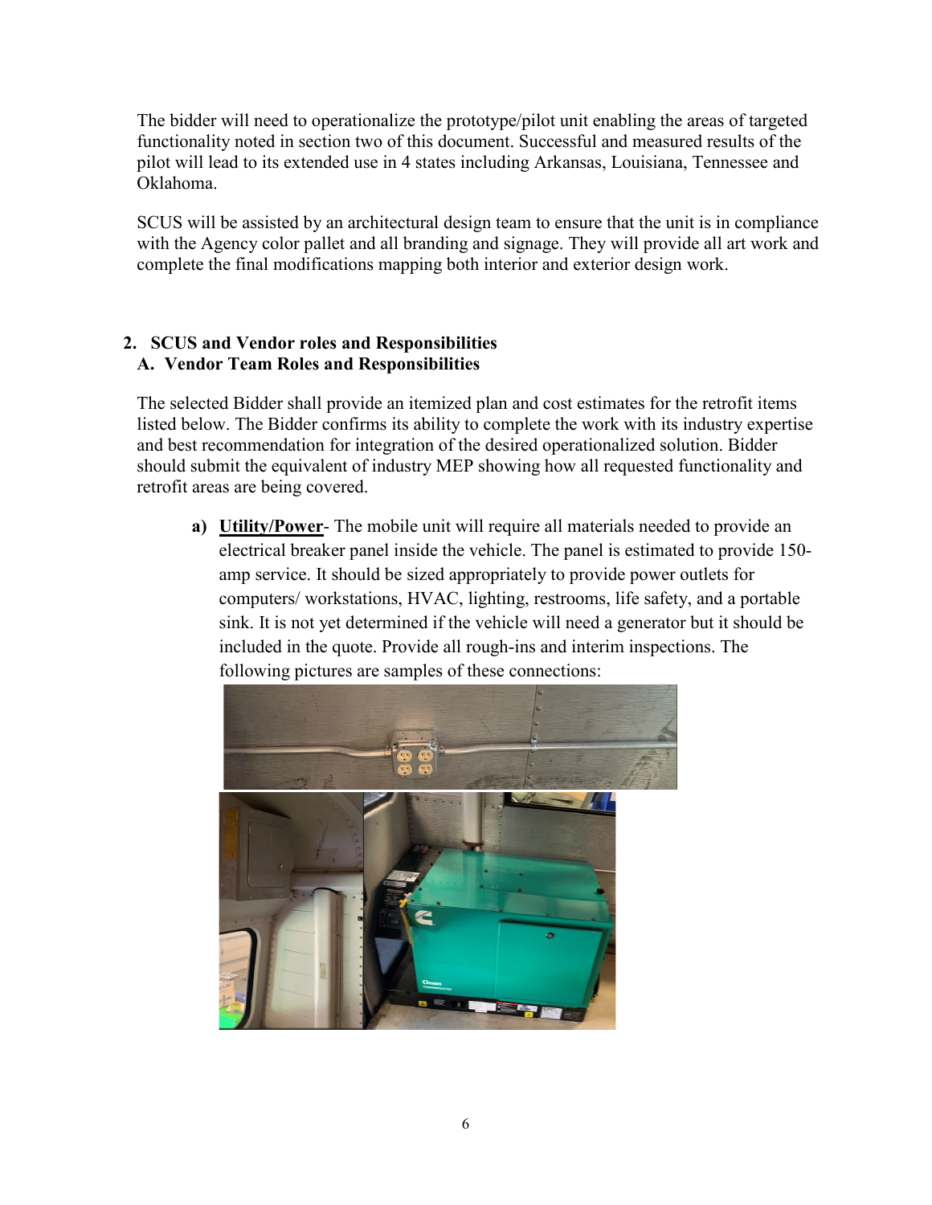The bidder will need to operationalize the prototype/pilot unit enabling the areas of targeted functionality noted in section two of this document. Successful and measured results of the pilot will lead to its extended use in 4 states including Arkansas, Louisiana, Tennessee and Oklahoma.

SCUS will be assisted by an architectural design team to ensure that the unit is in compliance with the Agency color pallet and all branding and signage. They will provide all art work and complete the final modifications mapping both interior and exterior design work.

## 2. SCUS and Vendor roles and Responsibilities

### A. Vendor Team Roles and Responsibilities

The selected Bidder shall provide an itemized plan and cost estimates for the retrofit items listed below. The Bidder confirms its ability to complete the work with its industry expertise and best recommendation for integration of the desired operationalized solution. Bidder should submit the equivalent of industry MEP showing how all requested functionality and retrofit areas are being covered.

a) **Utility/Power**- The mobile unit will require all materials needed to provide an electrical breaker panel inside the vehicle. The panel is estimated to provide 150-amp service. It should be sized appropriately to provide power outlets for computers/ workstations, HVAC, lighting, restrooms, life safety, and a portable sink. It is not yet determined if the vehicle will need a generator but it should be included in the quote. Provide all rough-ins and interim inspections. The following pictures are samples of these connections: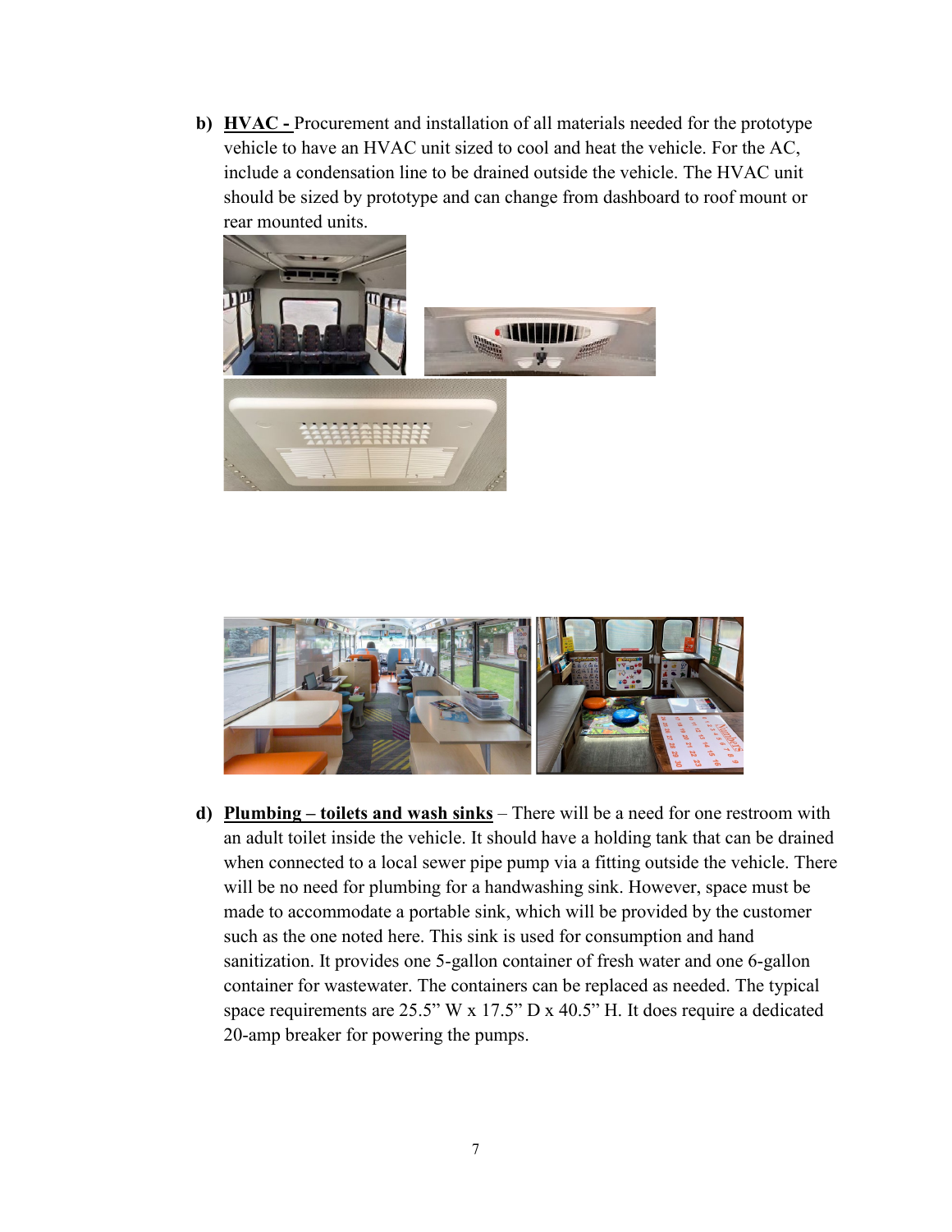**b) <u>HVAC -</u>** Procurement and installation of all materials needed for the prototype vehicle to have an HVAC unit sized to cool and heat the vehicle. For the AC, include a condensation line to be drained outside the vehicle. The HVAC unit should be sized by prototype and can change from dashboard to roof mount or rear mounted units.

**d) <u>Plumbing – toilets and wash sinks</u>** – There will be a need for one restroom with an adult toilet inside the vehicle. It should have a holding tank that can be drained when connected to a local sewer pipe pump via a fitting outside the vehicle. There will be no need for plumbing for a handwashing sink. However, space must be made to accommodate a portable sink, which will be provided by the customer such as the one noted here. This sink is used for consumption and hand sanitization. It provides one 5-gallon container of fresh water and one 6-gallon container for wastewater. The containers can be replaced as needed. The typical space requirements are 25.5" W x 17.5" D x 40.5" H. It does require a dedicated 20-amp breaker for powering the pumps.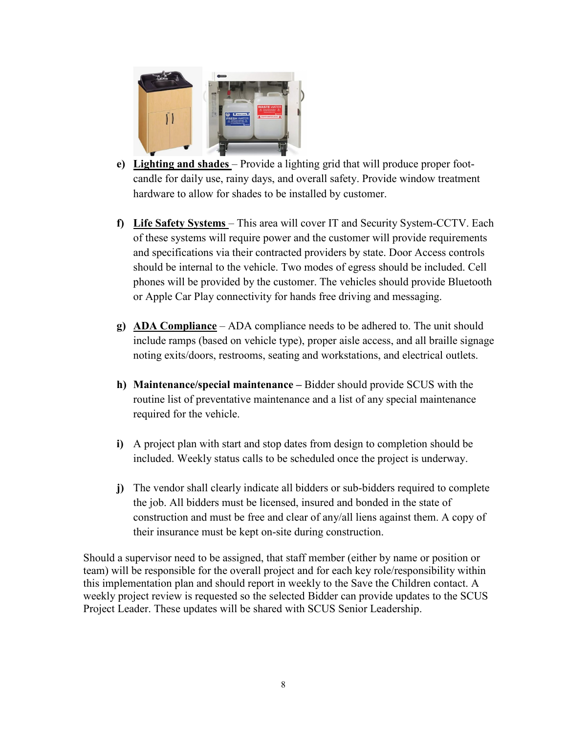e) **Lighting and shades** – Provide a lighting grid that will produce proper foot-candle for daily use, rainy days, and overall safety. Provide window treatment hardware to allow for shades to be installed by customer.

f) **Life Safety Systems** – This area will cover IT and Security System-CCTV. Each of these systems will require power and the customer will provide requirements and specifications via their contracted providers by state. Door Access controls should be internal to the vehicle. Two modes of egress should be included. Cell phones will be provided by the customer. The vehicles should provide Bluetooth or Apple Car Play connectivity for hands free driving and messaging.

g) **ADA Compliance** – ADA compliance needs to be adhered to. The unit should include ramps (based on vehicle type), proper aisle access, and all braille signage noting exits/doors, restrooms, seating and workstations, and electrical outlets.

h) **Maintenance/special maintenance –** Bidder should provide SCUS with the routine list of preventative maintenance and a list of any special maintenance required for the vehicle.

i) A project plan with start and stop dates from design to completion should be included. Weekly status calls to be scheduled once the project is underway.

j) The vendor shall clearly indicate all bidders or sub-bidders required to complete the job. All bidders must be licensed, insured and bonded in the state of construction and must be free and clear of any/all liens against them. A copy of their insurance must be kept on-site during construction.

Should a supervisor need to be assigned, that staff member (either by name or position or team) will be responsible for the overall project and for each key role/responsibility within this implementation plan and should report in weekly to the Save the Children contact. A weekly project review is requested so the selected Bidder can provide updates to the SCUS Project Leader. These updates will be shared with SCUS Senior Leadership.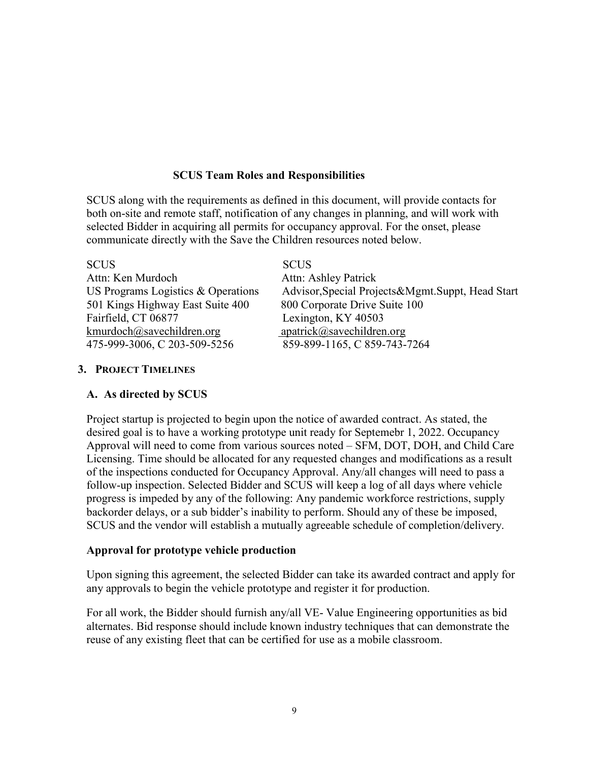### SCUS Team Roles and Responsibilities

SCUS along with the requirements as defined in this document, will provide contacts for both on-site and remote staff, notification of any changes in planning, and will work with selected Bidder in acquiring all permits for occupancy approval. For the onset, please communicate directly with the Save the Children resources noted below.

SCUS
Attn: Ken Murdoch
US Programs Logistics & Operations
501 Kings Highway East Suite 400
Fairfield, CT 06877
kmurdoch@savechildren.org
475-999-3006, C 203-509-5256

SCUS
Attn: Ashley Patrick
Advisor,Special Projects&Mgmt.Suppt, Head Start
800 Corporate Drive Suite 100
Lexington, KY 40503
apatrick@savechildren.org
859-899-1165, C 859-743-7264

## 3. Project Timelines

### A. As directed by SCUS

Project startup is projected to begin upon the notice of awarded contract. As stated, the desired goal is to have a working prototype unit ready for Septemebr 1, 2022. Occupancy Approval will need to come from various sources noted – SFM, DOT, DOH, and Child Care Licensing. Time should be allocated for any requested changes and modifications as a result of the inspections conducted for Occupancy Approval. Any/all changes will need to pass a follow-up inspection. Selected Bidder and SCUS will keep a log of all days where vehicle progress is impeded by any of the following: Any pandemic workforce restrictions, supply backorder delays, or a sub bidder's inability to perform. Should any of these be imposed, SCUS and the vendor will establish a mutually agreeable schedule of completion/delivery.

### Approval for prototype vehicle production

Upon signing this agreement, the selected Bidder can take its awarded contract and apply for any approvals to begin the vehicle prototype and register it for production.

For all work, the Bidder should furnish any/all VE- Value Engineering opportunities as bid alternates. Bid response should include known industry techniques that can demonstrate the reuse of any existing fleet that can be certified for use as a mobile classroom.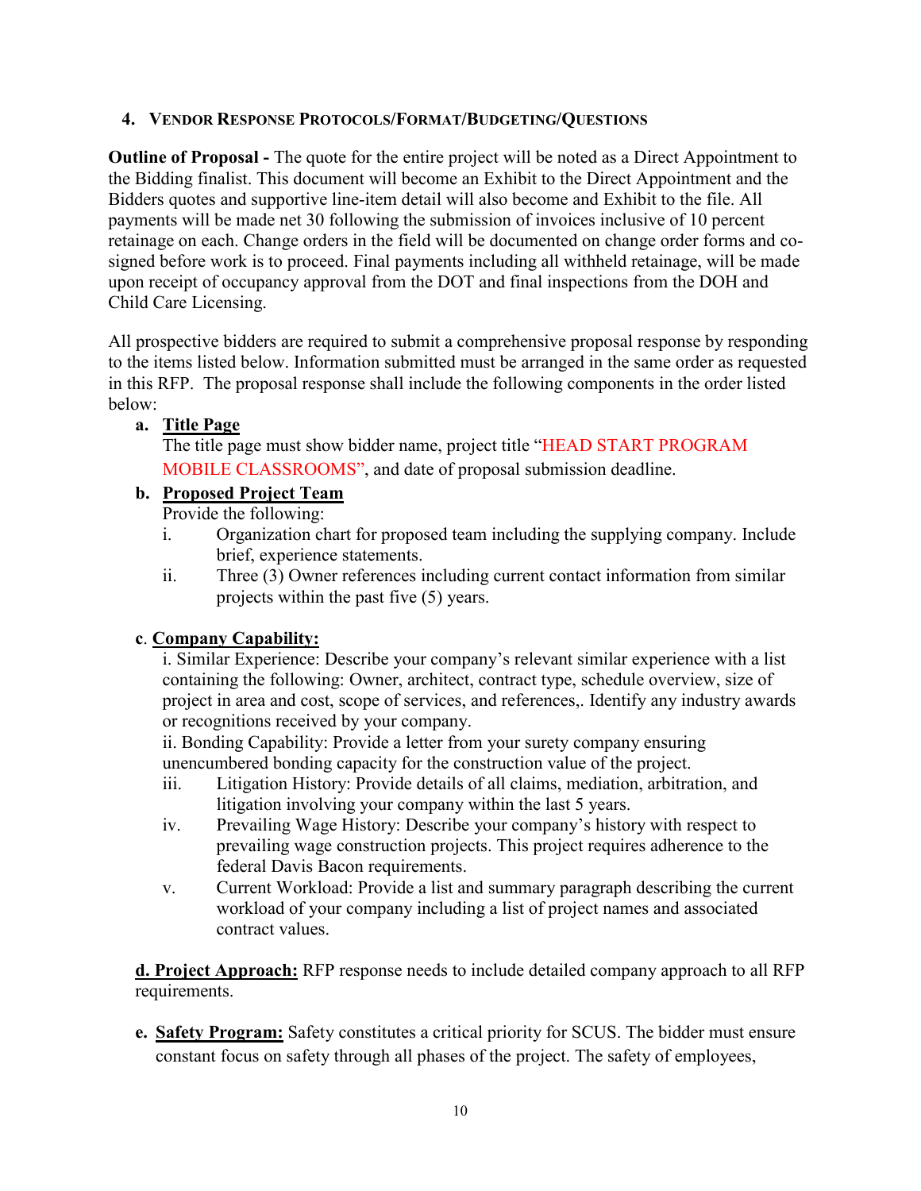## 4. Vendor Response Protocols/Format/Budgeting/Questions

**Outline of Proposal -** The quote for the entire project will be noted as a Direct Appointment to the Bidding finalist. This document will become an Exhibit to the Direct Appointment and the Bidders quotes and supportive line-item detail will also become and Exhibit to the file. All payments will be made net 30 following the submission of invoices inclusive of 10 percent retainage on each. Change orders in the field will be documented on change order forms and co-signed before work is to proceed. Final payments including all withheld retainage, will be made upon receipt of occupancy approval from the DOT and final inspections from the DOH and Child Care Licensing.

All prospective bidders are required to submit a comprehensive proposal response by responding to the items listed below. Information submitted must be arranged in the same order as requested in this RFP. The proposal response shall include the following components in the order listed below:

**a. <u>Title Page</u>**

The title page must show bidder name, project title "HEAD START PROGRAM MOBILE CLASSROOMS", and date of proposal submission deadline.

**b. <u>Proposed Project Team</u>**

Provide the following:

- i. Organization chart for proposed team including the supplying company. Include brief, experience statements.
- ii. Three (3) Owner references including current contact information from similar projects within the past five (5) years.

**c. <u>Company Capability:</u>**

i. Similar Experience: Describe your company's relevant similar experience with a list containing the following: Owner, architect, contract type, schedule overview, size of project in area and cost, scope of services, and references,. Identify any industry awards or recognitions received by your company.

ii. Bonding Capability: Provide a letter from your surety company ensuring unencumbered bonding capacity for the construction value of the project.

- iii. Litigation History: Provide details of all claims, mediation, arbitration, and litigation involving your company within the last 5 years.
- iv. Prevailing Wage History: Describe your company's history with respect to prevailing wage construction projects. This project requires adherence to the federal Davis Bacon requirements.
- v. Current Workload: Provide a list and summary paragraph describing the current workload of your company including a list of project names and associated contract values.

**d. <u>Project Approach:</u>** RFP response needs to include detailed company approach to all RFP requirements.

**e. <u>Safety Program:</u>** Safety constitutes a critical priority for SCUS. The bidder must ensure constant focus on safety through all phases of the project. The safety of employees,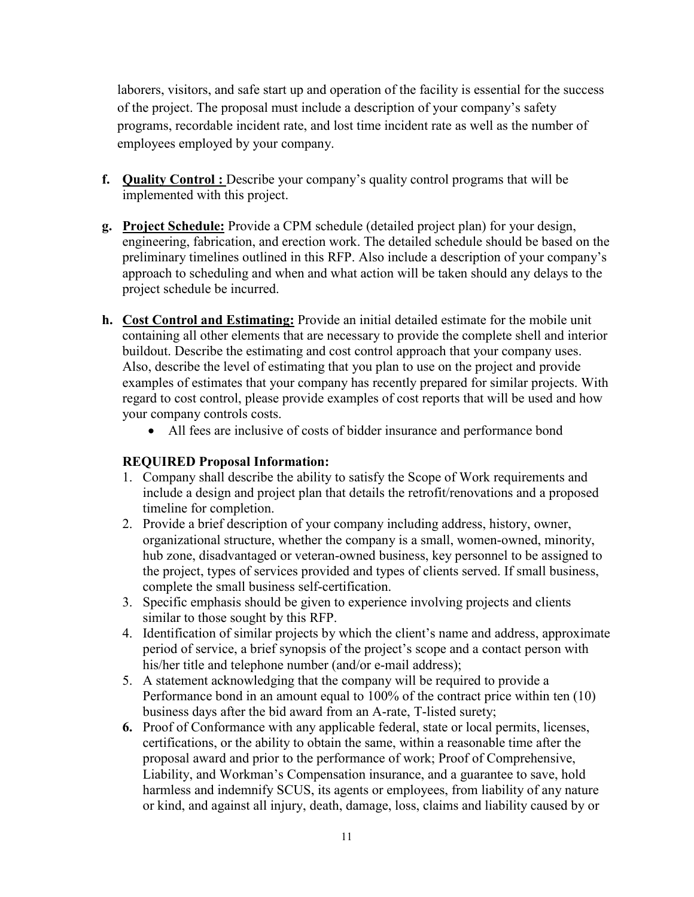laborers, visitors, and safe start up and operation of the facility is essential for the success of the project. The proposal must include a description of your company's safety programs, recordable incident rate, and lost time incident rate as well as the number of employees employed by your company.

f. **Quality Control :** Describe your company's quality control programs that will be implemented with this project.

g. **Project Schedule:** Provide a CPM schedule (detailed project plan) for your design, engineering, fabrication, and erection work. The detailed schedule should be based on the preliminary timelines outlined in this RFP. Also include a description of your company's approach to scheduling and when and what action will be taken should any delays to the project schedule be incurred.

h. **Cost Control and Estimating:** Provide an initial detailed estimate for the mobile unit containing all other elements that are necessary to provide the complete shell and interior buildout. Describe the estimating and cost control approach that your company uses. Also, describe the level of estimating that you plan to use on the project and provide examples of estimates that your company has recently prepared for similar projects. With regard to cost control, please provide examples of cost reports that will be used and how your company controls costs.

- All fees are inclusive of costs of bidder insurance and performance bond

**REQUIRED Proposal Information:**

1. Company shall describe the ability to satisfy the Scope of Work requirements and include a design and project plan that details the retrofit/renovations and a proposed timeline for completion.
2. Provide a brief description of your company including address, history, owner, organizational structure, whether the company is a small, women-owned, minority, hub zone, disadvantaged or veteran-owned business, key personnel to be assigned to the project, types of services provided and types of clients served. If small business, complete the small business self-certification.
3. Specific emphasis should be given to experience involving projects and clients similar to those sought by this RFP.
4. Identification of similar projects by which the client's name and address, approximate period of service, a brief synopsis of the project's scope and a contact person with his/her title and telephone number (and/or e-mail address);
5. A statement acknowledging that the company will be required to provide a Performance bond in an amount equal to 100% of the contract price within ten (10) business days after the bid award from an A-rate, T-listed surety;
6. Proof of Conformance with any applicable federal, state or local permits, licenses, certifications, or the ability to obtain the same, within a reasonable time after the proposal award and prior to the performance of work; Proof of Comprehensive, Liability, and Workman's Compensation insurance, and a guarantee to save, hold harmless and indemnify SCUS, its agents or employees, from liability of any nature or kind, and against all injury, death, damage, loss, claims and liability caused by or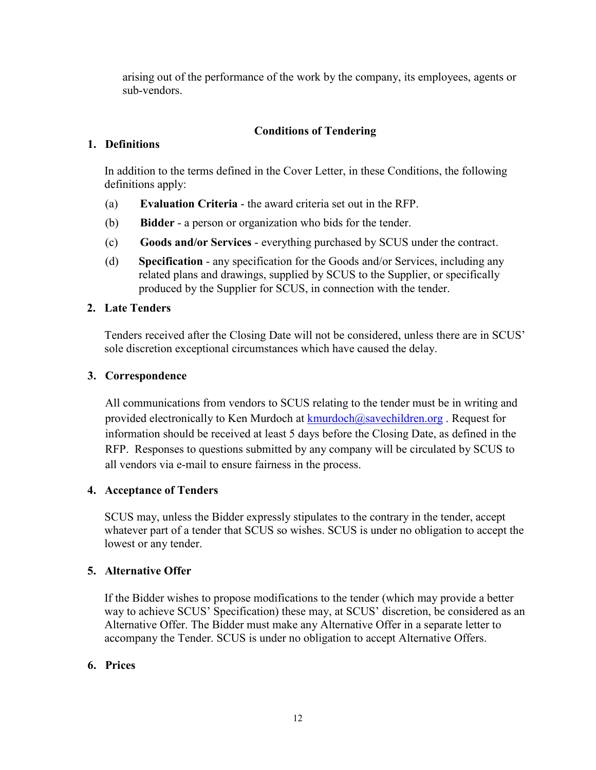arising out of the performance of the work by the company, its employees, agents or sub-vendors.

## Conditions of Tendering

### 1. Definitions

In addition to the terms defined in the Cover Letter, in these Conditions, the following definitions apply:

(a) **Evaluation Criteria** - the award criteria set out in the RFP.

(b) **Bidder** - a person or organization who bids for the tender.

(c) **Goods and/or Services** - everything purchased by SCUS under the contract.

(d) **Specification** - any specification for the Goods and/or Services, including any related plans and drawings, supplied by SCUS to the Supplier, or specifically produced by the Supplier for SCUS, in connection with the tender.

### 2. Late Tenders

Tenders received after the Closing Date will not be considered, unless there are in SCUS' sole discretion exceptional circumstances which have caused the delay.

### 3. Correspondence

All communications from vendors to SCUS relating to the tender must be in writing and provided electronically to Ken Murdoch at kmurdoch@savechildren.org . Request for information should be received at least 5 days before the Closing Date, as defined in the RFP. Responses to questions submitted by any company will be circulated by SCUS to all vendors via e-mail to ensure fairness in the process.

### 4. Acceptance of Tenders

SCUS may, unless the Bidder expressly stipulates to the contrary in the tender, accept whatever part of a tender that SCUS so wishes. SCUS is under no obligation to accept the lowest or any tender.

### 5. Alternative Offer

If the Bidder wishes to propose modifications to the tender (which may provide a better way to achieve SCUS' Specification) these may, at SCUS' discretion, be considered as an Alternative Offer. The Bidder must make any Alternative Offer in a separate letter to accompany the Tender. SCUS is under no obligation to accept Alternative Offers.

### 6. Prices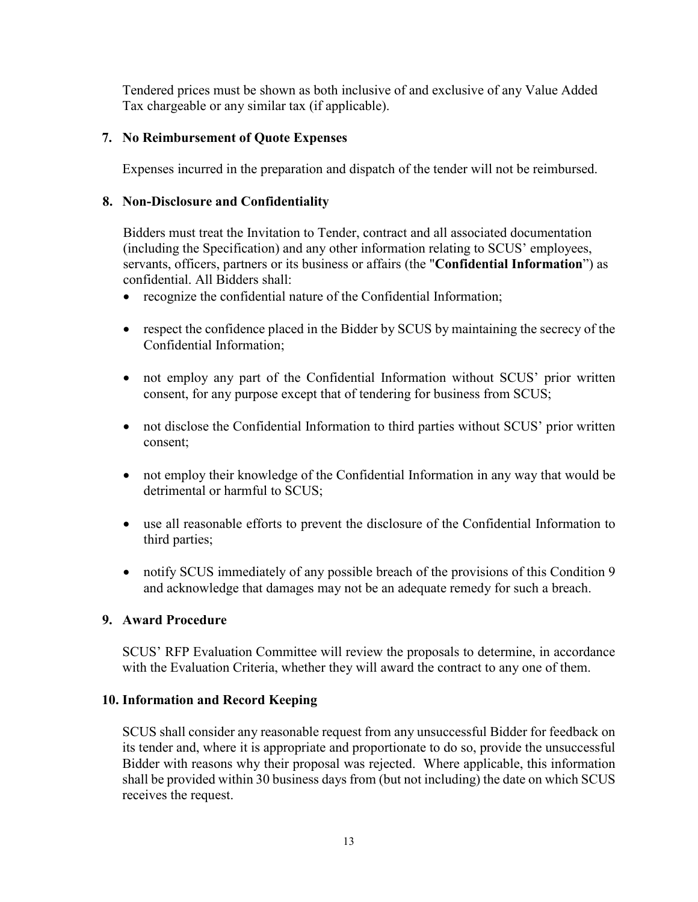Tendered prices must be shown as both inclusive of and exclusive of any Value Added Tax chargeable or any similar tax (if applicable).

## 7. No Reimbursement of Quote Expenses

Expenses incurred in the preparation and dispatch of the tender will not be reimbursed.

## 8. Non-Disclosure and Confidentiality

Bidders must treat the Invitation to Tender, contract and all associated documentation (including the Specification) and any other information relating to SCUS' employees, servants, officers, partners or its business or affairs (the "**Confidential Information**") as confidential. All Bidders shall:

- recognize the confidential nature of the Confidential Information;
- respect the confidence placed in the Bidder by SCUS by maintaining the secrecy of the Confidential Information;
- not employ any part of the Confidential Information without SCUS' prior written consent, for any purpose except that of tendering for business from SCUS;
- not disclose the Confidential Information to third parties without SCUS' prior written consent;
- not employ their knowledge of the Confidential Information in any way that would be detrimental or harmful to SCUS;
- use all reasonable efforts to prevent the disclosure of the Confidential Information to third parties;
- notify SCUS immediately of any possible breach of the provisions of this Condition 9 and acknowledge that damages may not be an adequate remedy for such a breach.

## 9. Award Procedure

SCUS' RFP Evaluation Committee will review the proposals to determine, in accordance with the Evaluation Criteria, whether they will award the contract to any one of them.

## 10. Information and Record Keeping

SCUS shall consider any reasonable request from any unsuccessful Bidder for feedback on its tender and, where it is appropriate and proportionate to do so, provide the unsuccessful Bidder with reasons why their proposal was rejected. Where applicable, this information shall be provided within 30 business days from (but not including) the date on which SCUS receives the request.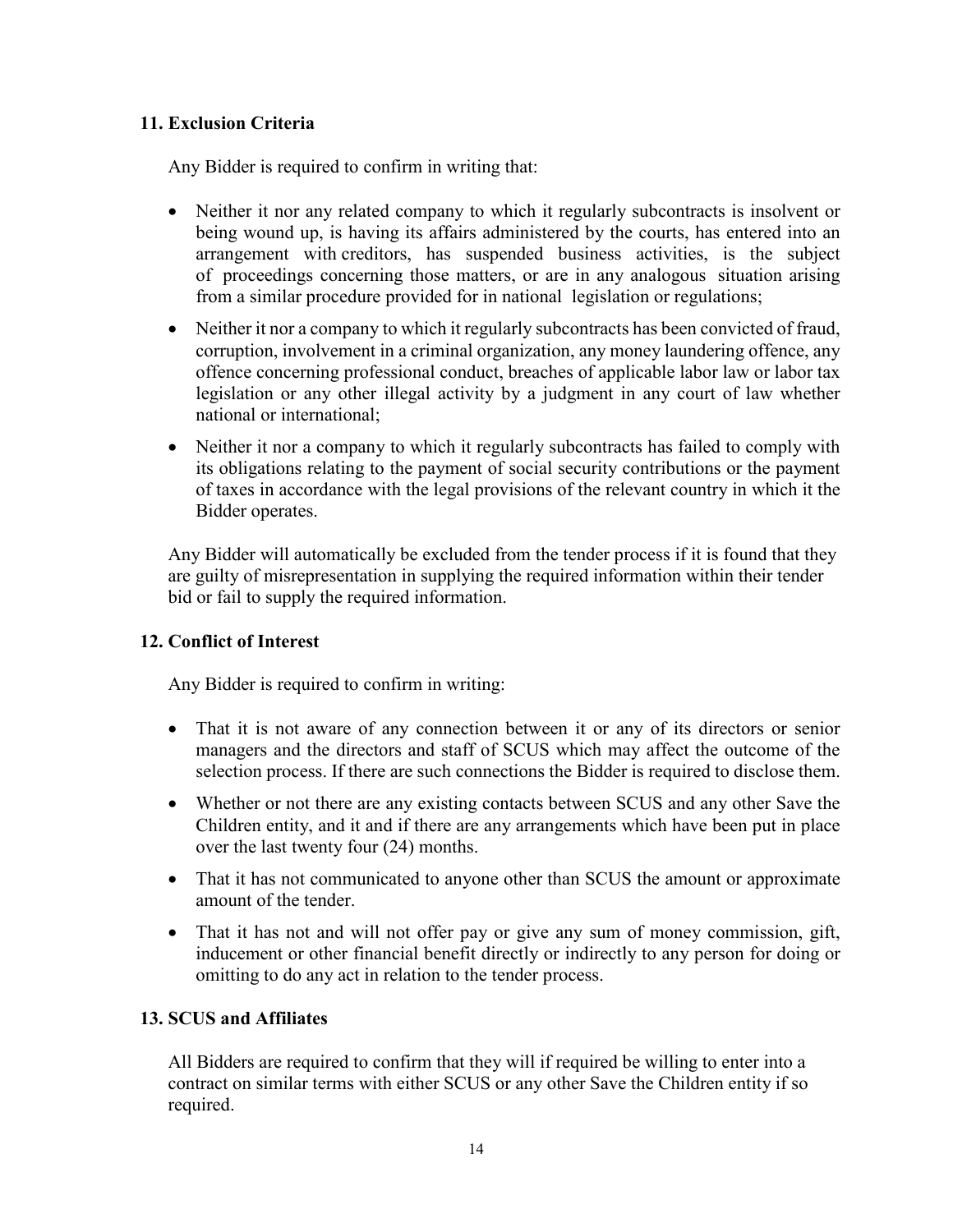## 11. Exclusion Criteria

Any Bidder is required to confirm in writing that:

- Neither it nor any related company to which it regularly subcontracts is insolvent or being wound up, is having its affairs administered by the courts, has entered into an arrangement with creditors, has suspended business activities, is the subject of proceedings concerning those matters, or are in any analogous situation arising from a similar procedure provided for in national legislation or regulations;
- Neither it nor a company to which it regularly subcontracts has been convicted of fraud, corruption, involvement in a criminal organization, any money laundering offence, any offence concerning professional conduct, breaches of applicable labor law or labor tax legislation or any other illegal activity by a judgment in any court of law whether national or international;
- Neither it nor a company to which it regularly subcontracts has failed to comply with its obligations relating to the payment of social security contributions or the payment of taxes in accordance with the legal provisions of the relevant country in which it the Bidder operates.

Any Bidder will automatically be excluded from the tender process if it is found that they are guilty of misrepresentation in supplying the required information within their tender bid or fail to supply the required information.

## 12. Conflict of Interest

Any Bidder is required to confirm in writing:

- That it is not aware of any connection between it or any of its directors or senior managers and the directors and staff of SCUS which may affect the outcome of the selection process. If there are such connections the Bidder is required to disclose them.
- Whether or not there are any existing contacts between SCUS and any other Save the Children entity, and it and if there are any arrangements which have been put in place over the last twenty four (24) months.
- That it has not communicated to anyone other than SCUS the amount or approximate amount of the tender.
- That it has not and will not offer pay or give any sum of money commission, gift, inducement or other financial benefit directly or indirectly to any person for doing or omitting to do any act in relation to the tender process.

## 13. SCUS and Affiliates

All Bidders are required to confirm that they will if required be willing to enter into a contract on similar terms with either SCUS or any other Save the Children entity if so required.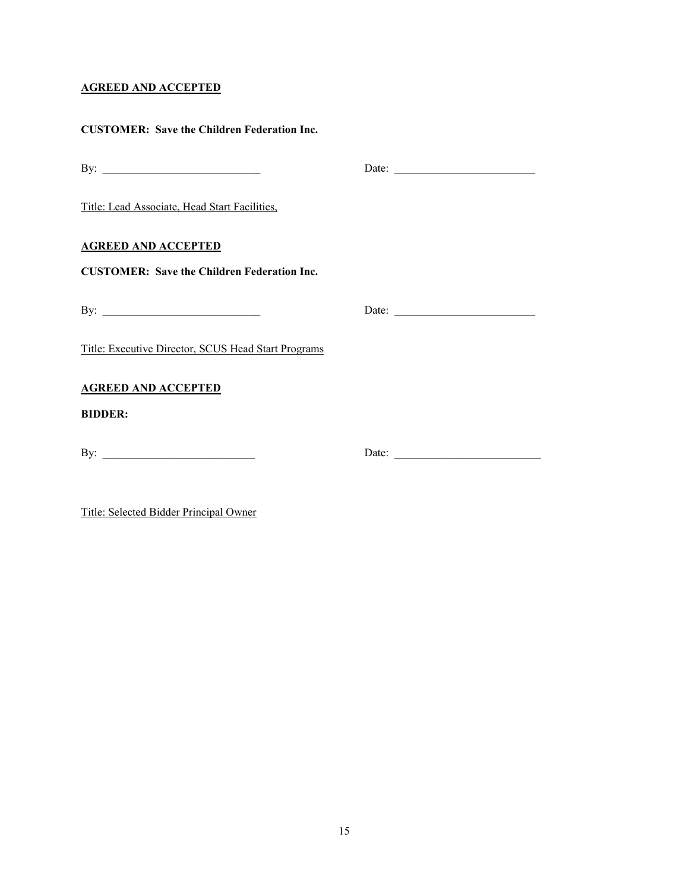**<u>AGREED AND ACCEPTED</u>**

**CUSTOMER: Save the Children Federation Inc.**

By: \_\_\_\_\_\_\_\_\_\_\_\_\_\_\_\_\_\_\_\_\_\_\_\_\_\_\_\_ Date: \_\_\_\_\_\_\_\_\_\_\_\_\_\_\_\_\_\_\_\_\_\_\_\_\_\_

<u>Title: Lead Associate, Head Start Facilities,</u>

**<u>AGREED AND ACCEPTED</u>**

**CUSTOMER: Save the Children Federation Inc.**

By: \_\_\_\_\_\_\_\_\_\_\_\_\_\_\_\_\_\_\_\_\_\_\_\_\_\_\_\_ Date: \_\_\_\_\_\_\_\_\_\_\_\_\_\_\_\_\_\_\_\_\_\_\_\_\_\_

<u>Title: Executive Director, SCUS Head Start Programs</u>

**<u>AGREED AND ACCEPTED</u>**

**BIDDER:**

By: \_\_\_\_\_\_\_\_\_\_\_\_\_\_\_\_\_\_\_\_\_\_\_\_\_\_\_ Date: \_\_\_\_\_\_\_\_\_\_\_\_\_\_\_\_\_\_\_\_\_\_\_\_\_\_\_

<u>Title: Selected Bidder Principal Owner</u>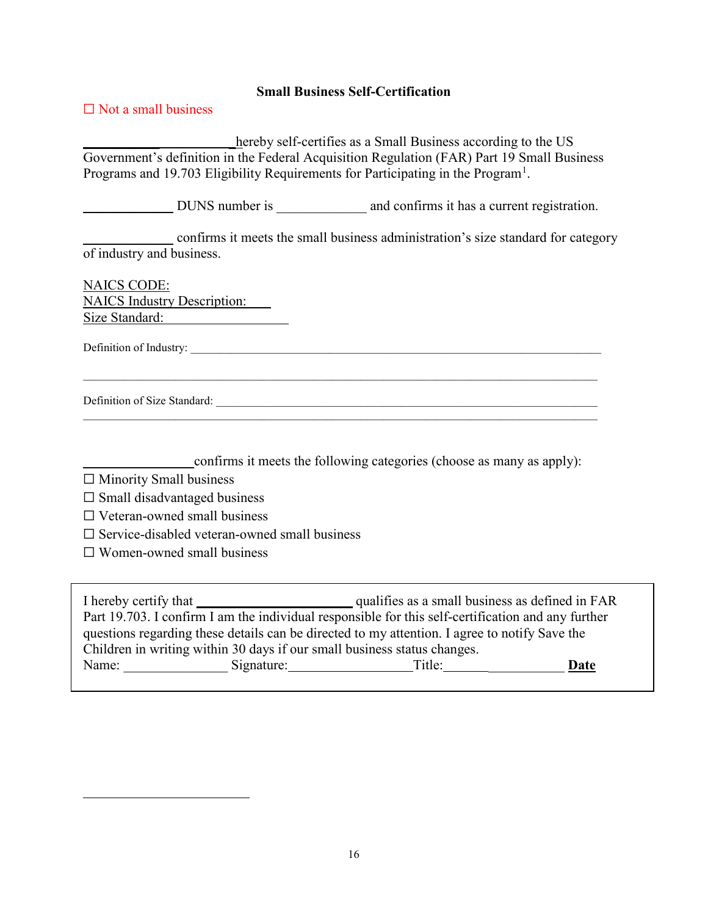**Small Business Self-Certification**

☐ Not a small business

________________________ hereby self-certifies as a Small Business according to the US Government's definition in the Federal Acquisition Regulation (FAR) Part 19 Small Business Programs and 19.703 Eligibility Requirements for Participating in the Program[1].

______________ DUNS number is ______________ and confirms it has a current registration.

______________ confirms it meets the small business administration's size standard for category of industry and business.

NAICS CODE:
NAICS Industry Description: ____
Size Standard: ____________________

Definition of Industry: ________________________________________________________________________

________________________________________________________________________________________

Definition of Size Standard: ____________________________________________________________________

________________________________________________________________________________________

__________________ confirms it meets the following categories (choose as many as apply):

☐ Minority Small business
☐ Small disadvantaged business
☐ Veteran-owned small business
☐ Service-disabled veteran-owned small business
☐ Women-owned small business

I hereby certify that _______________________ qualifies as a small business as defined in FAR Part 19.703. I confirm I am the individual responsible for this self-certification and any further questions regarding these details can be directed to my attention. I agree to notify Save the Children in writing within 30 days if our small business status changes.

Name: ________________ Signature: ___________________ Title: __________________ **Date**